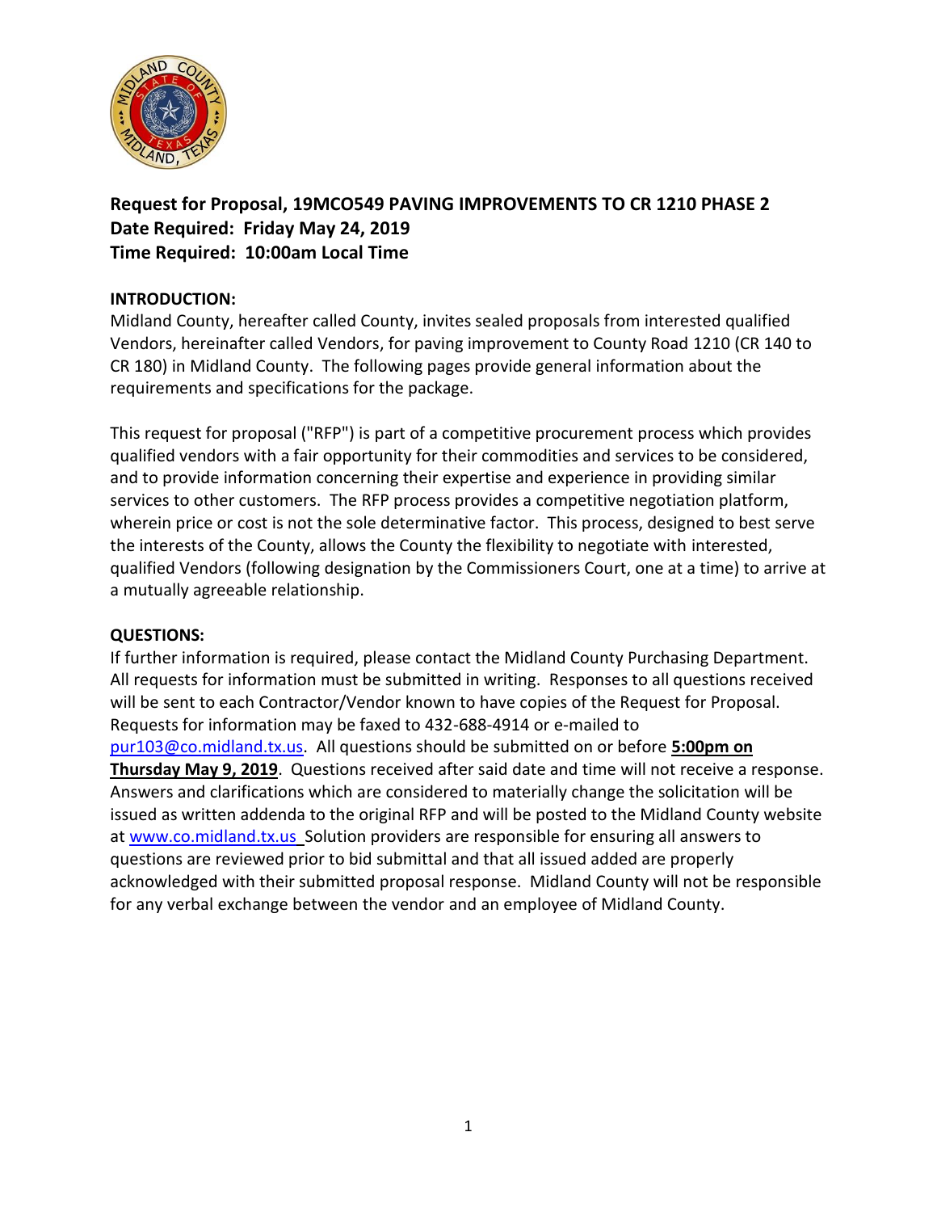**Request for Proposal, 19MCO549 PAVING IMPROVEMENTS TO CR 1210 PHASE 2**
**Date Required: Friday May 24, 2019**
**Time Required: 10:00am Local Time**

**INTRODUCTION:**

Midland County, hereafter called County, invites sealed proposals from interested qualified Vendors, hereinafter called Vendors, for paving improvement to County Road 1210 (CR 140 to CR 180) in Midland County. The following pages provide general information about the requirements and specifications for the package.

This request for proposal ("RFP") is part of a competitive procurement process which provides qualified vendors with a fair opportunity for their commodities and services to be considered, and to provide information concerning their expertise and experience in providing similar services to other customers. The RFP process provides a competitive negotiation platform, wherein price or cost is not the sole determinative factor. This process, designed to best serve the interests of the County, allows the County the flexibility to negotiate with interested, qualified Vendors (following designation by the Commissioners Court, one at a time) to arrive at a mutually agreeable relationship.

**QUESTIONS:**

If further information is required, please contact the Midland County Purchasing Department. All requests for information must be submitted in writing. Responses to all questions received will be sent to each Contractor/Vendor known to have copies of the Request for Proposal. Requests for information may be faxed to 432-688-4914 or e-mailed to pur103@co.midland.tx.us. All questions should be submitted on or before **5:00pm on Thursday May 9, 2019**. Questions received after said date and time will not receive a response. Answers and clarifications which are considered to materially change the solicitation will be issued as written addenda to the original RFP and will be posted to the Midland County website at www.co.midland.tx.us Solution providers are responsible for ensuring all answers to questions are reviewed prior to bid submittal and that all issued added are properly acknowledged with their submitted proposal response. Midland County will not be responsible for any verbal exchange between the vendor and an employee of Midland County.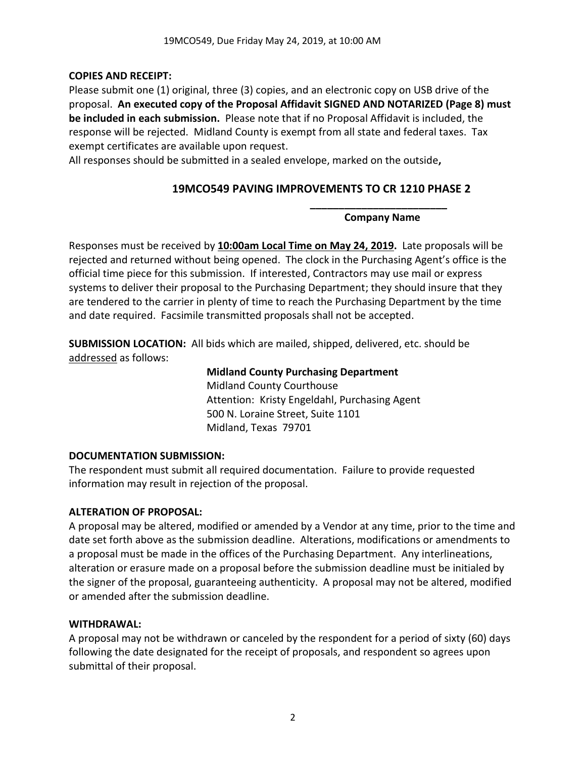**COPIES AND RECEIPT:**
Please submit one (1) original, three (3) copies, and an electronic copy on USB drive of the proposal. **An executed copy of the Proposal Affidavit SIGNED AND NOTARIZED (Page 8) must be included in each submission.** Please note that if no Proposal Affidavit is included, the response will be rejected. Midland County is exempt from all state and federal taxes. Tax exempt certificates are available upon request.
All responses should be submitted in a sealed envelope, marked on the outside**,**

**19MCO549 PAVING IMPROVEMENTS TO CR 1210 PHASE 2**

**________________________**
**Company Name**

Responses must be received by **10:00am Local Time on May 24, 2019.** Late proposals will be rejected and returned without being opened. The clock in the Purchasing Agent's office is the official time piece for this submission. If interested, Contractors may use mail or express systems to deliver their proposal to the Purchasing Department; they should insure that they are tendered to the carrier in plenty of time to reach the Purchasing Department by the time and date required. Facsimile transmitted proposals shall not be accepted.

**SUBMISSION LOCATION:** All bids which are mailed, shipped, delivered, etc. should be addressed as follows:

**Midland County Purchasing Department**
Midland County Courthouse
Attention: Kristy Engeldahl, Purchasing Agent
500 N. Loraine Street, Suite 1101
Midland, Texas 79701

**DOCUMENTATION SUBMISSION:**
The respondent must submit all required documentation. Failure to provide requested information may result in rejection of the proposal.

**ALTERATION OF PROPOSAL:**
A proposal may be altered, modified or amended by a Vendor at any time, prior to the time and date set forth above as the submission deadline. Alterations, modifications or amendments to a proposal must be made in the offices of the Purchasing Department. Any interlineations, alteration or erasure made on a proposal before the submission deadline must be initialed by the signer of the proposal, guaranteeing authenticity. A proposal may not be altered, modified or amended after the submission deadline.

**WITHDRAWAL:**
A proposal may not be withdrawn or canceled by the respondent for a period of sixty (60) days following the date designated for the receipt of proposals, and respondent so agrees upon submittal of their proposal.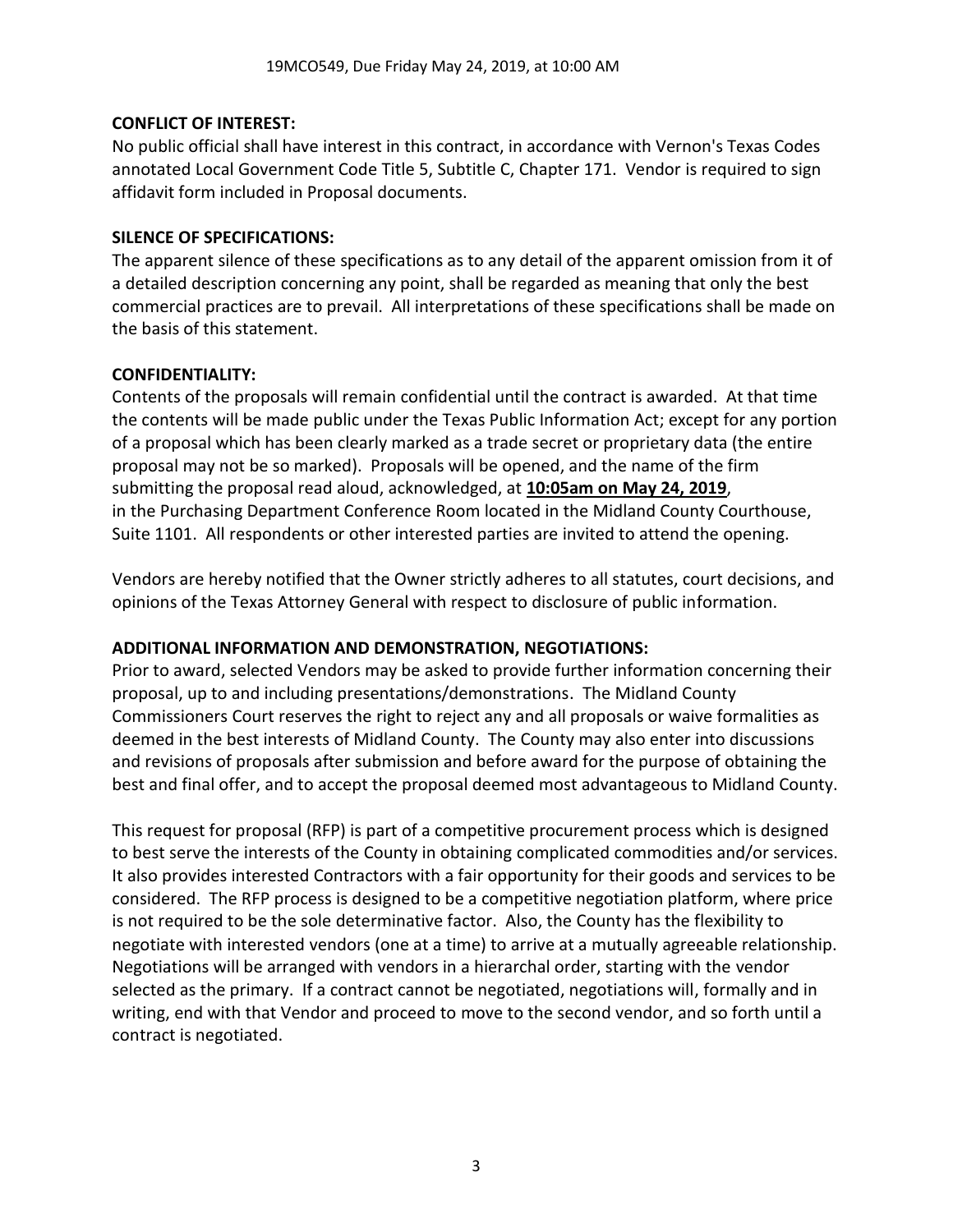**CONFLICT OF INTEREST:**
No public official shall have interest in this contract, in accordance with Vernon's Texas Codes annotated Local Government Code Title 5, Subtitle C, Chapter 171. Vendor is required to sign affidavit form included in Proposal documents.

**SILENCE OF SPECIFICATIONS:**
The apparent silence of these specifications as to any detail of the apparent omission from it of a detailed description concerning any point, shall be regarded as meaning that only the best commercial practices are to prevail. All interpretations of these specifications shall be made on the basis of this statement.

**CONFIDENTIALITY:**
Contents of the proposals will remain confidential until the contract is awarded. At that time the contents will be made public under the Texas Public Information Act; except for any portion of a proposal which has been clearly marked as a trade secret or proprietary data (the entire proposal may not be so marked). Proposals will be opened, and the name of the firm submitting the proposal read aloud, acknowledged, at **10:05am on May 24, 2019**, in the Purchasing Department Conference Room located in the Midland County Courthouse, Suite 1101. All respondents or other interested parties are invited to attend the opening.

Vendors are hereby notified that the Owner strictly adheres to all statutes, court decisions, and opinions of the Texas Attorney General with respect to disclosure of public information.

**ADDITIONAL INFORMATION AND DEMONSTRATION, NEGOTIATIONS:**
Prior to award, selected Vendors may be asked to provide further information concerning their proposal, up to and including presentations/demonstrations. The Midland County Commissioners Court reserves the right to reject any and all proposals or waive formalities as deemed in the best interests of Midland County. The County may also enter into discussions and revisions of proposals after submission and before award for the purpose of obtaining the best and final offer, and to accept the proposal deemed most advantageous to Midland County.

This request for proposal (RFP) is part of a competitive procurement process which is designed to best serve the interests of the County in obtaining complicated commodities and/or services. It also provides interested Contractors with a fair opportunity for their goods and services to be considered. The RFP process is designed to be a competitive negotiation platform, where price is not required to be the sole determinative factor. Also, the County has the flexibility to negotiate with interested vendors (one at a time) to arrive at a mutually agreeable relationship. Negotiations will be arranged with vendors in a hierarchal order, starting with the vendor selected as the primary. If a contract cannot be negotiated, negotiations will, formally and in writing, end with that Vendor and proceed to move to the second vendor, and so forth until a contract is negotiated.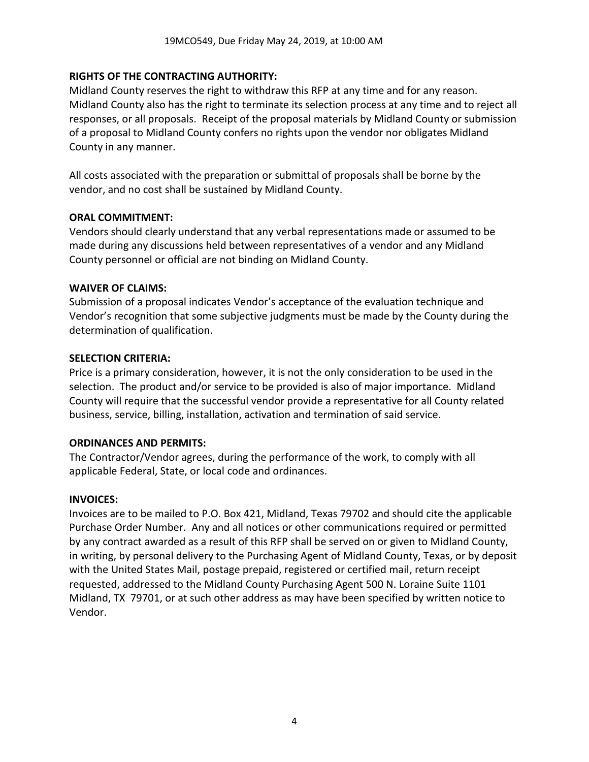**RIGHTS OF THE CONTRACTING AUTHORITY:**
Midland County reserves the right to withdraw this RFP at any time and for any reason. Midland County also has the right to terminate its selection process at any time and to reject all responses, or all proposals. Receipt of the proposal materials by Midland County or submission of a proposal to Midland County confers no rights upon the vendor nor obligates Midland County in any manner.

All costs associated with the preparation or submittal of proposals shall be borne by the vendor, and no cost shall be sustained by Midland County.

**ORAL COMMITMENT:**
Vendors should clearly understand that any verbal representations made or assumed to be made during any discussions held between representatives of a vendor and any Midland County personnel or official are not binding on Midland County.

**WAIVER OF CLAIMS:**
Submission of a proposal indicates Vendor's acceptance of the evaluation technique and Vendor's recognition that some subjective judgments must be made by the County during the determination of qualification.

**SELECTION CRITERIA:**
Price is a primary consideration, however, it is not the only consideration to be used in the selection. The product and/or service to be provided is also of major importance. Midland County will require that the successful vendor provide a representative for all County related business, service, billing, installation, activation and termination of said service.

**ORDINANCES AND PERMITS:**
The Contractor/Vendor agrees, during the performance of the work, to comply with all applicable Federal, State, or local code and ordinances.

**INVOICES:**
Invoices are to be mailed to P.O. Box 421, Midland, Texas 79702 and should cite the applicable Purchase Order Number. Any and all notices or other communications required or permitted by any contract awarded as a result of this RFP shall be served on or given to Midland County, in writing, by personal delivery to the Purchasing Agent of Midland County, Texas, or by deposit with the United States Mail, postage prepaid, registered or certified mail, return receipt requested, addressed to the Midland County Purchasing Agent 500 N. Loraine Suite 1101 Midland, TX 79701, or at such other address as may have been specified by written notice to Vendor.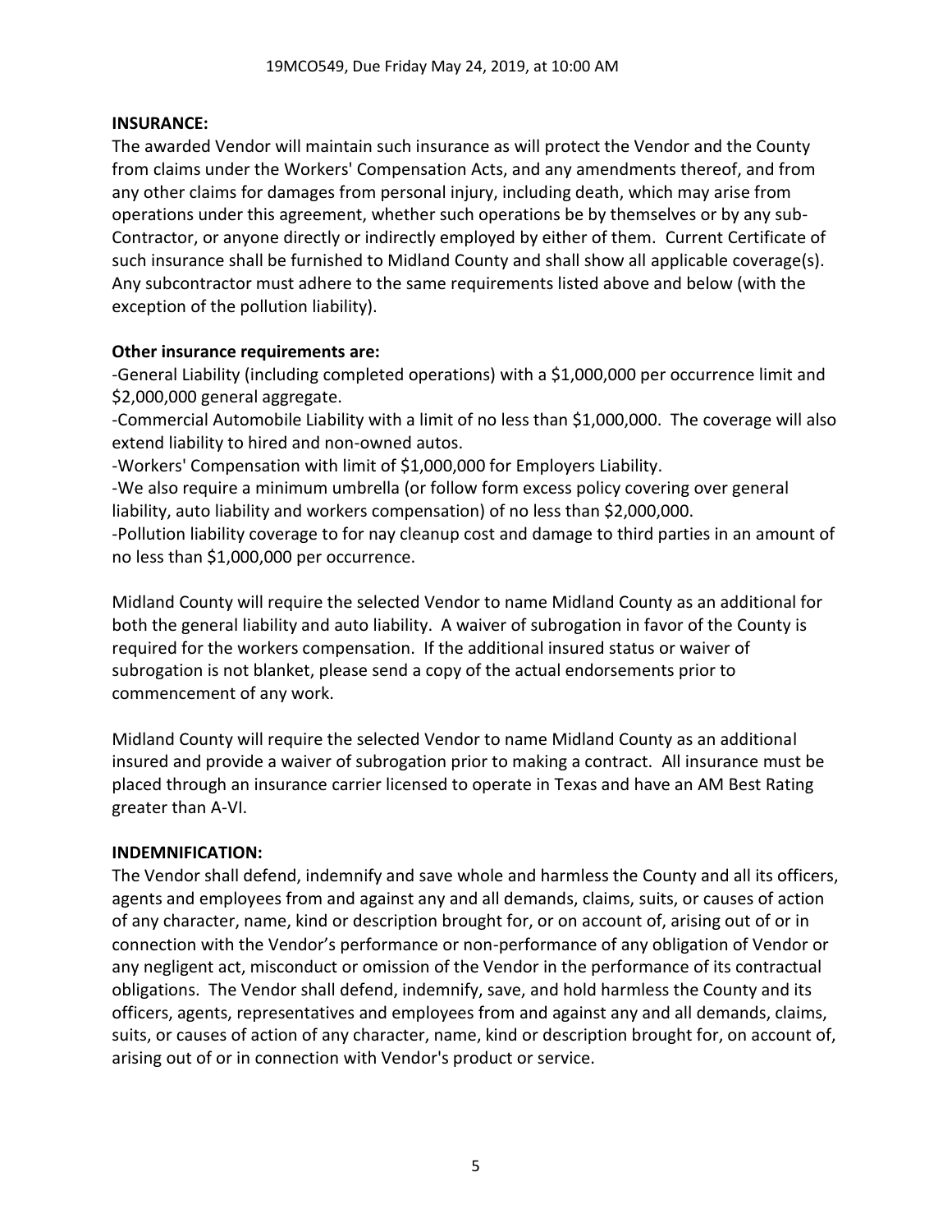**INSURANCE:**

The awarded Vendor will maintain such insurance as will protect the Vendor and the County from claims under the Workers' Compensation Acts, and any amendments thereof, and from any other claims for damages from personal injury, including death, which may arise from operations under this agreement, whether such operations be by themselves or by any sub-Contractor, or anyone directly or indirectly employed by either of them. Current Certificate of such insurance shall be furnished to Midland County and shall show all applicable coverage(s). Any subcontractor must adhere to the same requirements listed above and below (with the exception of the pollution liability).

**Other insurance requirements are:**

-General Liability (including completed operations) with a $1,000,000 per occurrence limit and $2,000,000 general aggregate.

-Commercial Automobile Liability with a limit of no less than $1,000,000. The coverage will also extend liability to hired and non-owned autos.

-Workers' Compensation with limit of $1,000,000 for Employers Liability.

-We also require a minimum umbrella (or follow form excess policy covering over general liability, auto liability and workers compensation) of no less than $2,000,000.

-Pollution liability coverage to for nay cleanup cost and damage to third parties in an amount of no less than $1,000,000 per occurrence.

Midland County will require the selected Vendor to name Midland County as an additional for both the general liability and auto liability. A waiver of subrogation in favor of the County is required for the workers compensation. If the additional insured status or waiver of subrogation is not blanket, please send a copy of the actual endorsements prior to commencement of any work.

Midland County will require the selected Vendor to name Midland County as an additional insured and provide a waiver of subrogation prior to making a contract. All insurance must be placed through an insurance carrier licensed to operate in Texas and have an AM Best Rating greater than A-VI.

**INDEMNIFICATION:**

The Vendor shall defend, indemnify and save whole and harmless the County and all its officers, agents and employees from and against any and all demands, claims, suits, or causes of action of any character, name, kind or description brought for, or on account of, arising out of or in connection with the Vendor's performance or non-performance of any obligation of Vendor or any negligent act, misconduct or omission of the Vendor in the performance of its contractual obligations. The Vendor shall defend, indemnify, save, and hold harmless the County and its officers, agents, representatives and employees from and against any and all demands, claims, suits, or causes of action of any character, name, kind or description brought for, on account of, arising out of or in connection with Vendor's product or service.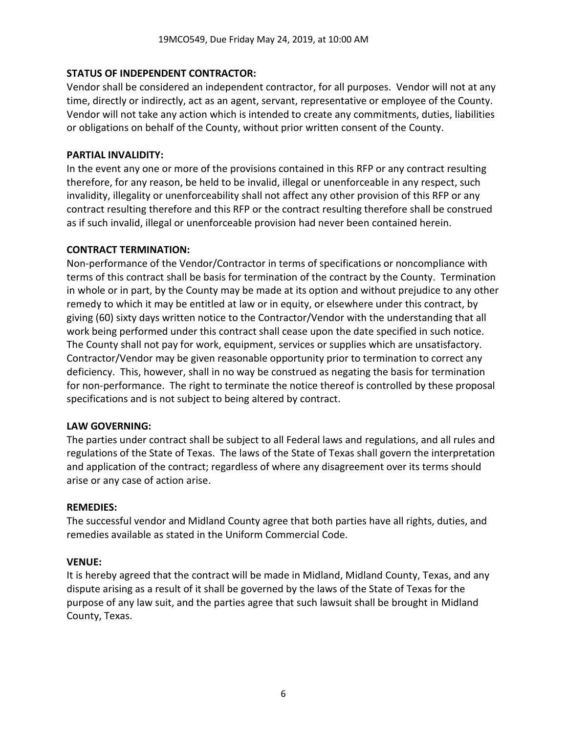**STATUS OF INDEPENDENT CONTRACTOR:**
Vendor shall be considered an independent contractor, for all purposes. Vendor will not at any time, directly or indirectly, act as an agent, servant, representative or employee of the County. Vendor will not take any action which is intended to create any commitments, duties, liabilities or obligations on behalf of the County, without prior written consent of the County.

**PARTIAL INVALIDITY:**
In the event any one or more of the provisions contained in this RFP or any contract resulting therefore, for any reason, be held to be invalid, illegal or unenforceable in any respect, such invalidity, illegality or unenforceability shall not affect any other provision of this RFP or any contract resulting therefore and this RFP or the contract resulting therefore shall be construed as if such invalid, illegal or unenforceable provision had never been contained herein.

**CONTRACT TERMINATION:**
Non-performance of the Vendor/Contractor in terms of specifications or noncompliance with terms of this contract shall be basis for termination of the contract by the County. Termination in whole or in part, by the County may be made at its option and without prejudice to any other remedy to which it may be entitled at law or in equity, or elsewhere under this contract, by giving (60) sixty days written notice to the Contractor/Vendor with the understanding that all work being performed under this contract shall cease upon the date specified in such notice. The County shall not pay for work, equipment, services or supplies which are unsatisfactory. Contractor/Vendor may be given reasonable opportunity prior to termination to correct any deficiency. This, however, shall in no way be construed as negating the basis for termination for non-performance. The right to terminate the notice thereof is controlled by these proposal specifications and is not subject to being altered by contract.

**LAW GOVERNING:**
The parties under contract shall be subject to all Federal laws and regulations, and all rules and regulations of the State of Texas. The laws of the State of Texas shall govern the interpretation and application of the contract; regardless of where any disagreement over its terms should arise or any case of action arise.

**REMEDIES:**
The successful vendor and Midland County agree that both parties have all rights, duties, and remedies available as stated in the Uniform Commercial Code.

**VENUE:**
It is hereby agreed that the contract will be made in Midland, Midland County, Texas, and any dispute arising as a result of it shall be governed by the laws of the State of Texas for the purpose of any law suit, and the parties agree that such lawsuit shall be brought in Midland County, Texas.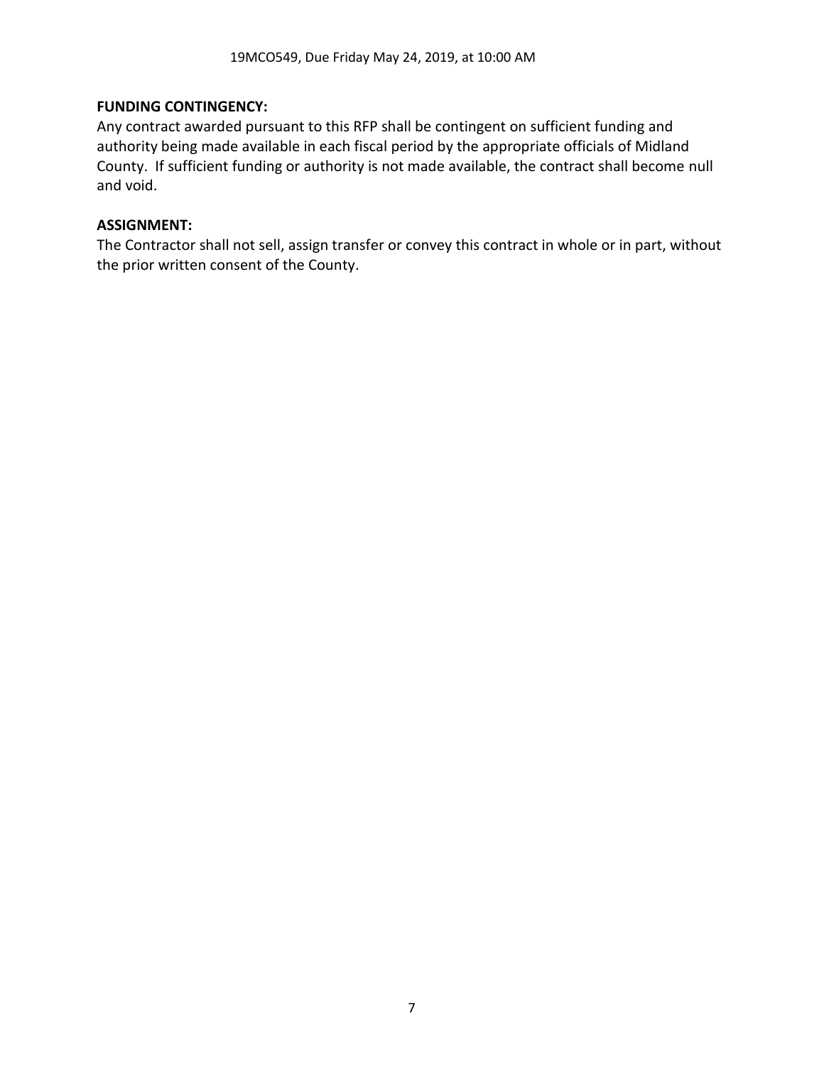**FUNDING CONTINGENCY:**
Any contract awarded pursuant to this RFP shall be contingent on sufficient funding and authority being made available in each fiscal period by the appropriate officials of Midland County. If sufficient funding or authority is not made available, the contract shall become null and void.

**ASSIGNMENT:**
The Contractor shall not sell, assign transfer or convey this contract in whole or in part, without the prior written consent of the County.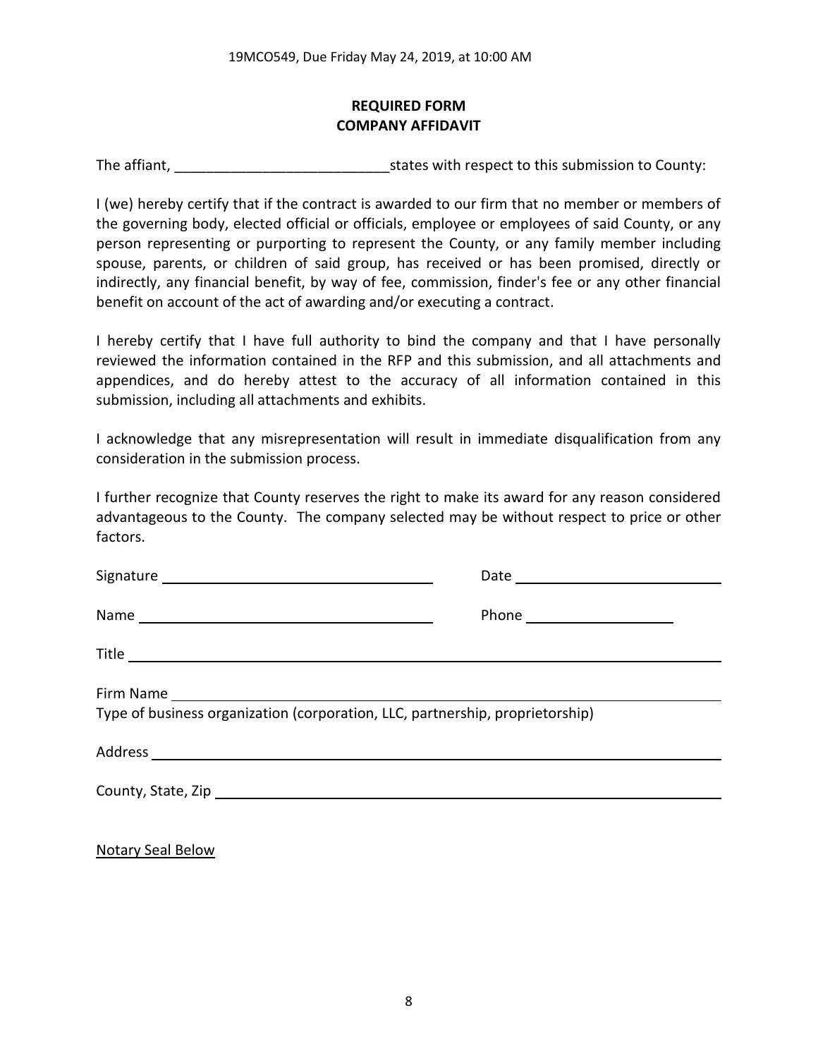## REQUIRED FORM
## COMPANY AFFIDAVIT

The affiant, ___________________________ states with respect to this submission to County:

I (we) hereby certify that if the contract is awarded to our firm that no member or members of the governing body, elected official or officials, employee or employees of said County, or any person representing or purporting to represent the County, or any family member including spouse, parents, or children of said group, has received or has been promised, directly or indirectly, any financial benefit, by way of fee, commission, finder's fee or any other financial benefit on account of the act of awarding and/or executing a contract.

I hereby certify that I have full authority to bind the company and that I have personally reviewed the information contained in the RFP and this submission, and all attachments and appendices, and do hereby attest to the accuracy of all information contained in this submission, including all attachments and exhibits.

I acknowledge that any misrepresentation will result in immediate disqualification from any consideration in the submission process.

I further recognize that County reserves the right to make its award for any reason considered advantageous to the County. The company selected may be without respect to price or other factors.

Signature ___________________________ Date ___________________________

Name ___________________________ Phone ___________________

Title ___________________________________________________________

Firm Name _______________________________________________________
Type of business organization (corporation, LLC, partnership, proprietorship)

Address _________________________________________________________

County, State, Zip ___________________________________________________

Notary Seal Below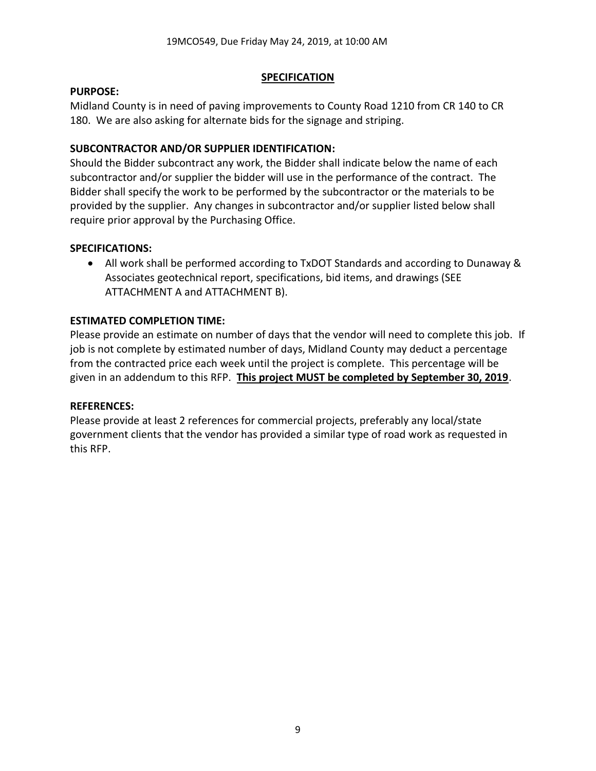19MCO549, Due Friday May 24, 2019, at 10:00 AM

## SPECIFICATION

**PURPOSE:**

Midland County is in need of paving improvements to County Road 1210 from CR 140 to CR 180. We are also asking for alternate bids for the signage and striping.

**SUBCONTRACTOR AND/OR SUPPLIER IDENTIFICATION:**

Should the Bidder subcontract any work, the Bidder shall indicate below the name of each subcontractor and/or supplier the bidder will use in the performance of the contract. The Bidder shall specify the work to be performed by the subcontractor or the materials to be provided by the supplier. Any changes in subcontractor and/or supplier listed below shall require prior approval by the Purchasing Office.

**SPECIFICATIONS:**

- All work shall be performed according to TxDOT Standards and according to Dunaway & Associates geotechnical report, specifications, bid items, and drawings (SEE ATTACHMENT A and ATTACHMENT B).

**ESTIMATED COMPLETION TIME:**

Please provide an estimate on number of days that the vendor will need to complete this job. If job is not complete by estimated number of days, Midland County may deduct a percentage from the contracted price each week until the project is complete. This percentage will be given in an addendum to this RFP. **This project MUST be completed by September 30, 2019**.

**REFERENCES:**

Please provide at least 2 references for commercial projects, preferably any local/state government clients that the vendor has provided a similar type of road work as requested in this RFP.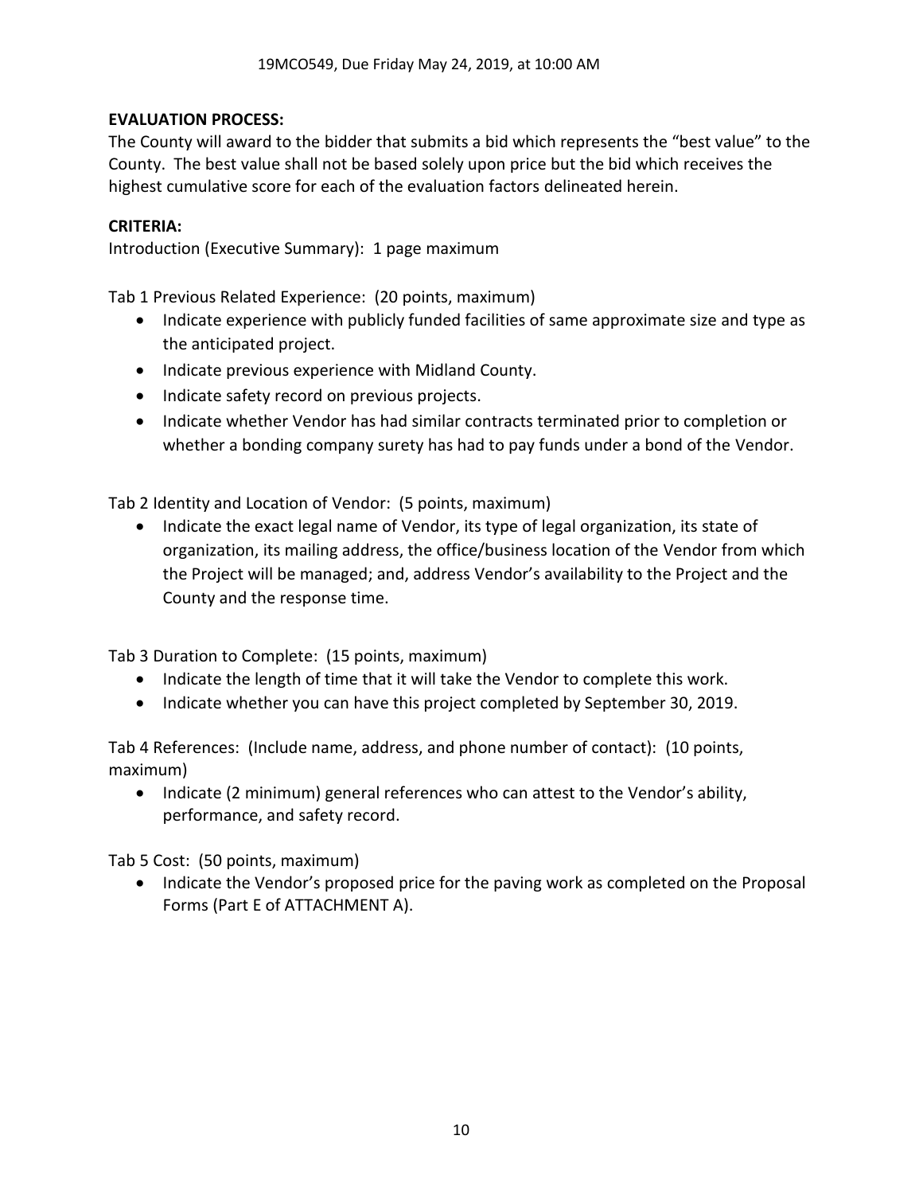**EVALUATION PROCESS:**
The County will award to the bidder that submits a bid which represents the "best value" to the County. The best value shall not be based solely upon price but the bid which receives the highest cumulative score for each of the evaluation factors delineated herein.

**CRITERIA:**
Introduction (Executive Summary): 1 page maximum

Tab 1 Previous Related Experience: (20 points, maximum)

- Indicate experience with publicly funded facilities of same approximate size and type as the anticipated project.
- Indicate previous experience with Midland County.
- Indicate safety record on previous projects.
- Indicate whether Vendor has had similar contracts terminated prior to completion or whether a bonding company surety has had to pay funds under a bond of the Vendor.

Tab 2 Identity and Location of Vendor: (5 points, maximum)

- Indicate the exact legal name of Vendor, its type of legal organization, its state of organization, its mailing address, the office/business location of the Vendor from which the Project will be managed; and, address Vendor's availability to the Project and the County and the response time.

Tab 3 Duration to Complete: (15 points, maximum)

- Indicate the length of time that it will take the Vendor to complete this work.
- Indicate whether you can have this project completed by September 30, 2019.

Tab 4 References: (Include name, address, and phone number of contact): (10 points, maximum)

- Indicate (2 minimum) general references who can attest to the Vendor's ability, performance, and safety record.

Tab 5 Cost: (50 points, maximum)

- Indicate the Vendor's proposed price for the paving work as completed on the Proposal Forms (Part E of ATTACHMENT A).